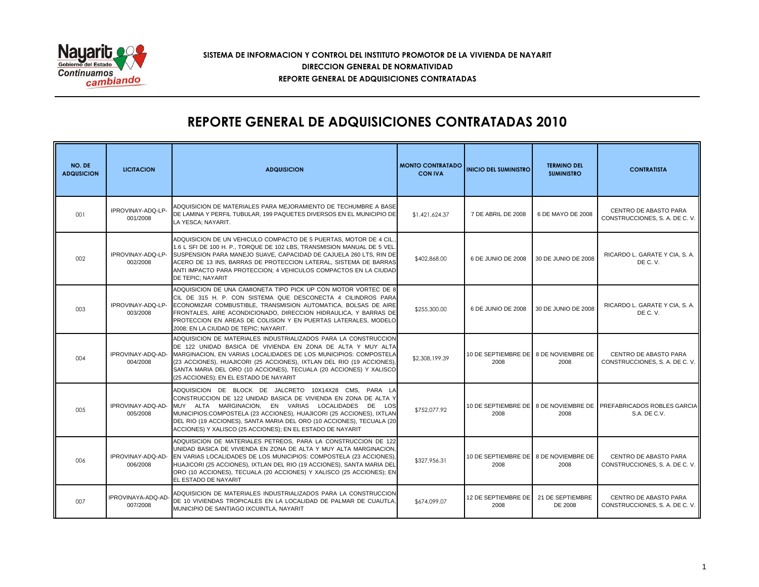**SISTEMA DE INFORMACION Y CONTROL DEL INSTITUTO PROMOTOR DE LA VIVIENDA DE NAYARIT**

**DIRECCION GENERAL DE NORMATIVIDAD**

**REPORTE GENERAL DE ADQUISICIONES CONTRATADAS**

# REPORTE GENERAL DE ADQUISICIONES CONTRATADAS 2010

| NO. DE ADQUSICION | LICITACION | ADQUISICION | MONTO CONTRATADO CON IVA | INICIO DEL SUMINISTRO | TERMINO DEL SUMINISTRO | CONTRATISTA |
|---|---|---|---|---|---|---|
| 001 | IPROVINAY-ADQ-LP-001/2008 | ADQUISICION DE MATERIALES PARA MEJORAMIENTO DE TECHUMBRE A BASE DE LAMINA Y PERFIL TUBULAR, 199 PAQUETES DIVERSOS EN EL MUNICIPIO DE LA YESCA; NAYARIT. | $1,421,624.37 | 7 DE ABRIL DE 2008 | 6 DE MAYO DE 2008 | CENTRO DE ABASTO PARA CONSTRUCCIONES, S. A. DE C. V. |
| 002 | IPROVINAY-ADQ-LP-002/2008 | ADQUISICION DE UN VEHICULO COMPACTO DE 5 PUERTAS, MOTOR DE 4 CIL., 1.6 L SFI DE 100 H. P., TORQUE DE 102 LBS, TRANSMISION MANUAL DE 5 VEL. SUSPENSION PARA MANEJO SUAVE, CAPACIDAD DE CAJUELA 260 LTS, RIN DE ACERO DE 13 INS, BARRAS DE PROTECCION LATERAL, SISTEMA DE BARRAS ANTI IMPACTO PARA PROTECCION; 4 VEHICULOS COMPACTOS EN LA CIUDAD DE TEPIC; NAYARIT | $402,868.00 | 6 DE JUNIO DE 2008 | 30 DE JUNIO DE 2008 | RICARDO L. GARATE Y CIA, S. A. DE C. V. |
| 003 | IPROVINAY-ADQ-LP-003/2008 | ADQUISICION DE UNA CAMIONETA TIPO PICK UP CON MOTOR VORTEC DE 8 CIL DE 315 H. P. CON SISTEMA QUE DESCONECTA 4 CILINDROS PARA ECONOMIZAR COMBUSTIBLE, TRANSMISION AUTOMATICA, BOLSAS DE AIRE FRONTALES, AIRE ACONDICIONADO, DIRECCION HIDRAULICA, Y BARRAS DE PROTECCION EN AREAS DE COLISION Y EN PUERTAS LATERALES, MODELO 2008; EN LA CIUDAD DE TEPIC; NAYARIT. | $255,300.00 | 6 DE JUNIO DE 2008 | 30 DE JUNIO DE 2008 | RICARDO L. GARATE Y CIA, S. A. DE C. V. |
| 004 | IPROVINAY-ADQ-AD-004/2008 | ADQUISICION DE MATERIALES INDUSTRIALIZADOS PARA LA CONSTRUCCION DE 122 UNIDAD BASICA DE VIVIENDA EN ZONA DE ALTA Y MUY ALTA MARGINACION, EN VARIAS LOCALIDADES DE LOS MUNICIPIOS: COMPOSTELA (23 ACCIONES), HUAJICORI (25 ACCIONES), IXTLAN DEL RIO (19 ACCIONES), SANTA MARIA DEL ORO (10 ACCIONES), TECUALA (20 ACCIONES) Y XALISCO (25 ACCIONES); EN EL ESTADO DE NAYARIT | $2,308,199.39 | 10 DE SEPTIEMBRE DE 2008 | 8 DE NOVIEMBRE DE 2008 | CENTRO DE ABASTO PARA CONSTRUCCIONES, S. A. DE C. V. |
| 005 | IPROVINAY-ADQ-AD-005/2008 | ADQUISICION DE BLOCK DE JALCRETO 10X14X28 CMS, PARA LA CONSTRUCCION DE 122 UNIDAD BASICA DE VIVIENDA EN ZONA DE ALTA Y MUY ALTA MARGINACION, EN VARIAS LOCALIDADES DE LOS MUNICIPIOS:COMPOSTELA (23 ACCIONES), HUAJICORI (25 ACCIONES), IXTLAN DEL RIO (19 ACCIONES), SANTA MARIA DEL ORO (10 ACCIONES), TECUALA (20 ACCIONES) Y XALISCO (25 ACCIONES); EN EL ESTADO DE NAYARIT | $752,077.92 | 10 DE SEPTIEMBRE DE 2008 | 8 DE NOVIEMBRE DE 2008 | PREFABRICADOS ROBLES GARCIA S.A. DE C.V. |
| 006 | IPROVINAY-ADQ-AD-006/2008 | ADQUISICION DE MATERIALES PETREOS, PARA LA CONSTRUCCION DE 122 UNIDAD BASICA DE VIVIENDA EN ZONA DE ALTA Y MUY ALTA MARGINACION, EN VARIAS LOCALIDADES DE LOS MUNICIPIOS: COMPOSTELA (23 ACCIONES), HUAJICORI (25 ACCIONES), IXTLAN DEL RIO (19 ACCIONES), SANTA MARIA DEL ORO (10 ACCIONES), TECUALA (20 ACCIONES) Y XALISCO (25 ACCIONES); EN EL ESTADO DE NAYARIT | $327,956.31 | 10 DE SEPTIEMBRE DE 2008 | 8 DE NOVIEMBRE DE 2008 | CENTRO DE ABASTO PARA CONSTRUCCIONES, S. A. DE C. V. |
| 007 | IPROVINAYA-ADQ-AD-007/2008 | ADQUISICION DE MATERIALES INDUSTRIALIZADOS PARA LA CONSTRUCCION DE 10 VIVIENDAS TROPICALES EN LA LOCALIDAD DE PALMAR DE CUAUTLA, MUNICIPIO DE SANTIAGO IXCUINTLA, NAYARIT | $674,099.07 | 12 DE SEPTIEMBRE DE 2008 | 21 DE SEPTIEMBRE DE 2008 | CENTRO DE ABASTO PARA CONSTRUCCIONES, S. A. DE C. V. |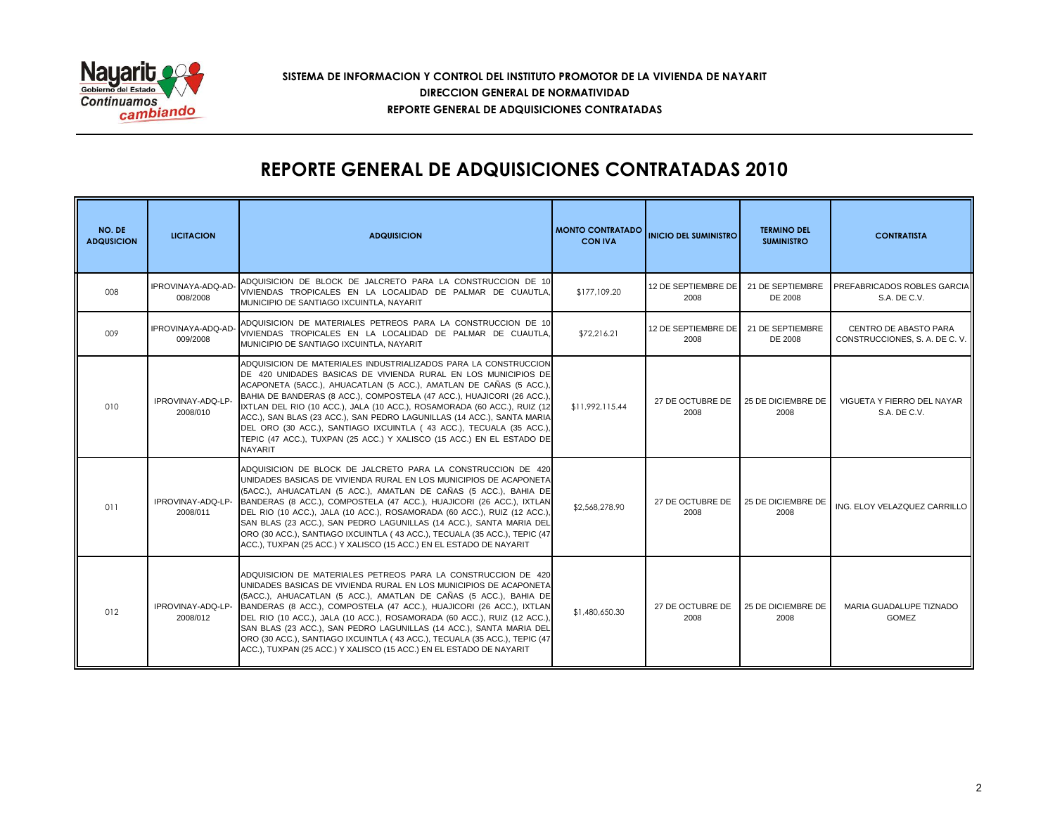**SISTEMA DE INFORMACION Y CONTROL DEL INSTITUTO PROMOTOR DE LA VIVIENDA DE NAYARIT**
**DIRECCION GENERAL DE NORMATIVIDAD**
**REPORTE GENERAL DE ADQUISICIONES CONTRATADAS**

# REPORTE GENERAL DE ADQUISICIONES CONTRATADAS 2010

| NO. DE ADQUSICION | LICITACION | ADQUISICION | MONTO CONTRATADO CON IVA | INICIO DEL SUMINISTRO | TERMINO DEL SUMINISTRO | CONTRATISTA |
|---|---|---|---|---|---|---|
| 008 | IPROVINAYA-ADQ-AD-008/2008 | ADQUISICION DE BLOCK DE JALCRETO PARA LA CONSTRUCCION DE 10 VIVIENDAS TROPICALES EN LA LOCALIDAD DE PALMAR DE CUAUTLA, MUNICIPIO DE SANTIAGO IXCUINTLA, NAYARIT | $177,109.20 | 12 DE SEPTIEMBRE DE 2008 | 21 DE SEPTIEMBRE DE 2008 | PREFABRICADOS ROBLES GARCIA S.A. DE C.V. |
| 009 | IPROVINAYA-ADQ-AD-009/2008 | ADQUISICION DE MATERIALES PETREOS PARA LA CONSTRUCCION DE 10 VIVIENDAS TROPICALES EN LA LOCALIDAD DE PALMAR DE CUAUTLA, MUNICIPIO DE SANTIAGO IXCUINTLA, NAYARIT | $72,216.21 | 12 DE SEPTIEMBRE DE 2008 | 21 DE SEPTIEMBRE DE 2008 | CENTRO DE ABASTO PARA CONSTRUCCIONES, S. A. DE C. V. |
| 010 | IPROVINAY-ADQ-LP-2008/010 | ADQUISICION DE MATERIALES INDUSTRIALIZADOS PARA LA CONSTRUCCION DE 420 UNIDADES BASICAS DE VIVIENDA RURAL EN LOS MUNICIPIOS DE ACAPONETA (5ACC.), AHUACATLAN (5 ACC.), AMATLAN DE CAÑAS (5 ACC.), BAHIA DE BANDERAS (8 ACC.), COMPOSTELA (47 ACC.), HUAJICORI (26 ACC.), IXTLAN DEL RIO (10 ACC.), JALA (10 ACC.), ROSAMORADA (60 ACC.), RUIZ (12 ACC.), SAN BLAS (23 ACC.), SAN PEDRO LAGUNILLAS (14 ACC.), SANTA MARIA DEL ORO (30 ACC.), SANTIAGO IXCUINTLA ( 43 ACC.), TECUALA (35 ACC.), TEPIC (47 ACC.), TUXPAN (25 ACC.) Y XALISCO (15 ACC.) EN EL ESTADO DE NAYARIT | $11,992,115.44 | 27 DE OCTUBRE DE 2008 | 25 DE DICIEMBRE DE 2008 | VIGUETA Y FIERRO DEL NAYAR S.A. DE C.V. |
| 011 | IPROVINAY-ADQ-LP-2008/011 | ADQUISICION DE BLOCK DE JALCRETO PARA LA CONSTRUCCION DE 420 UNIDADES BASICAS DE VIVIENDA RURAL EN LOS MUNICIPIOS DE ACAPONETA (5ACC.), AHUACATLAN (5 ACC.), AMATLAN DE CAÑAS (5 ACC.), BAHIA DE BANDERAS (8 ACC.), COMPOSTELA (47 ACC.), HUAJICORI (26 ACC.), IXTLAN DEL RIO (10 ACC.), JALA (10 ACC.), ROSAMORADA (60 ACC.), RUIZ (12 ACC.), SAN BLAS (23 ACC.), SAN PEDRO LAGUNILLAS (14 ACC.), SANTA MARIA DEL ORO (30 ACC.), SANTIAGO IXCUINTLA ( 43 ACC.), TECUALA (35 ACC.), TEPIC (47 ACC.), TUXPAN (25 ACC.) Y XALISCO (15 ACC.) EN EL ESTADO DE NAYARIT | $2,568,278.90 | 27 DE OCTUBRE DE 2008 | 25 DE DICIEMBRE DE 2008 | ING. ELOY VELAZQUEZ CARRILLO |
| 012 | IPROVINAY-ADQ-LP-2008/012 | ADQUISICION DE MATERIALES PETREOS PARA LA CONSTRUCCION DE 420 UNIDADES BASICAS DE VIVIENDA RURAL EN LOS MUNICIPIOS DE ACAPONETA (5ACC.), AHUACATLAN (5 ACC.), AMATLAN DE CAÑAS (5 ACC.), BAHIA DE BANDERAS (8 ACC.), COMPOSTELA (47 ACC.), HUAJICORI (26 ACC.), IXTLAN DEL RIO (10 ACC.), JALA (10 ACC.), ROSAMORADA (60 ACC.), RUIZ (12 ACC.), SAN BLAS (23 ACC.), SAN PEDRO LAGUNILLAS (14 ACC.), SANTA MARIA DEL ORO (30 ACC.), SANTIAGO IXCUINTLA ( 43 ACC.), TECUALA (35 ACC.), TEPIC (47 ACC.), TUXPAN (25 ACC.) Y XALISCO (15 ACC.) EN EL ESTADO DE NAYARIT | $1,480,650.30 | 27 DE OCTUBRE DE 2008 | 25 DE DICIEMBRE DE 2008 | MARIA GUADALUPE TIZNADO GOMEZ |